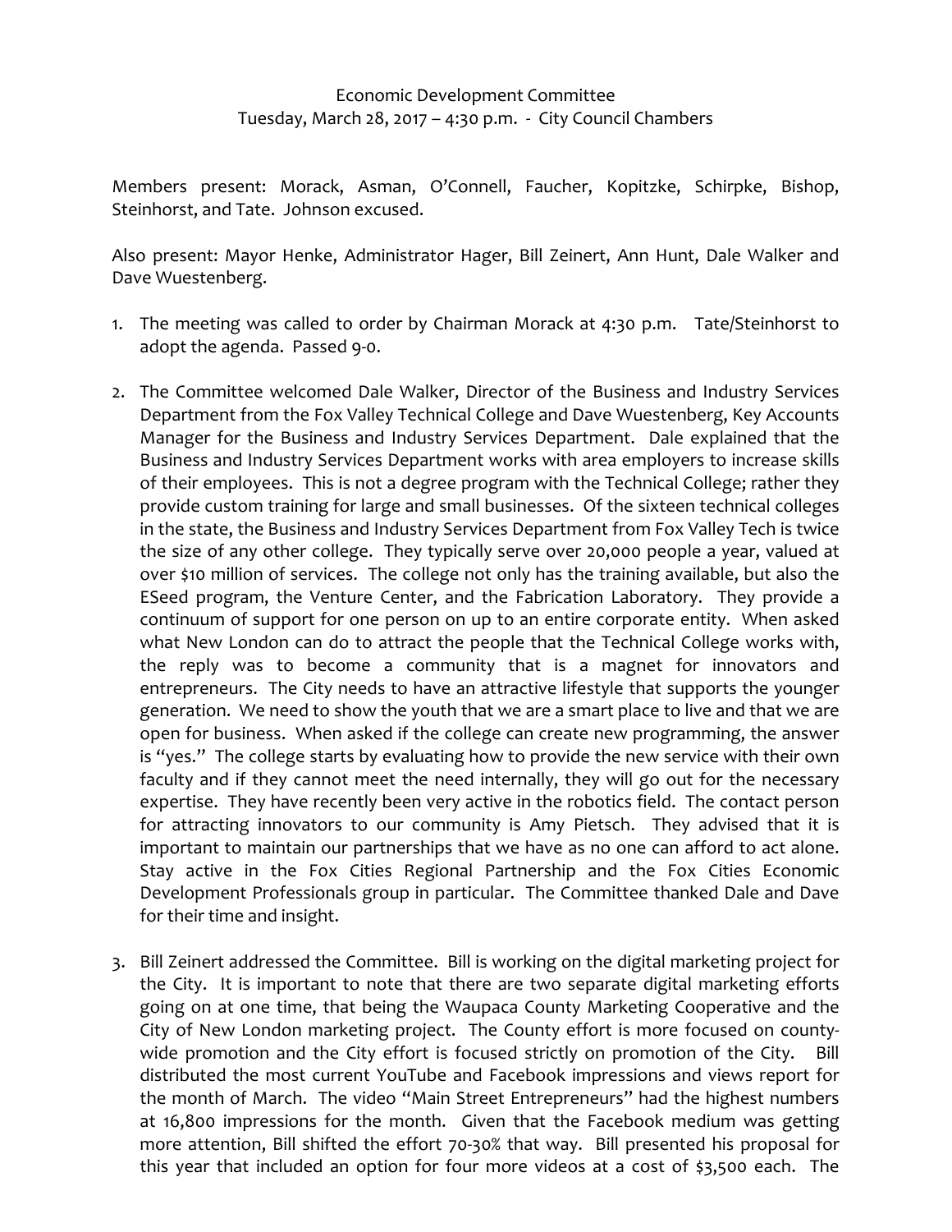Economic Development Committee
Tuesday, March 28, 2017 – 4:30 p.m. - City Council Chambers

Members present: Morack, Asman, O'Connell, Faucher, Kopitzke, Schirpke, Bishop, Steinhorst, and Tate. Johnson excused.

Also present: Mayor Henke, Administrator Hager, Bill Zeinert, Ann Hunt, Dale Walker and Dave Wuestenberg.

1. The meeting was called to order by Chairman Morack at 4:30 p.m. Tate/Steinhorst to adopt the agenda. Passed 9-0.

2. The Committee welcomed Dale Walker, Director of the Business and Industry Services Department from the Fox Valley Technical College and Dave Wuestenberg, Key Accounts Manager for the Business and Industry Services Department. Dale explained that the Business and Industry Services Department works with area employers to increase skills of their employees. This is not a degree program with the Technical College; rather they provide custom training for large and small businesses. Of the sixteen technical colleges in the state, the Business and Industry Services Department from Fox Valley Tech is twice the size of any other college. They typically serve over 20,000 people a year, valued at over $10 million of services. The college not only has the training available, but also the ESeed program, the Venture Center, and the Fabrication Laboratory. They provide a continuum of support for one person on up to an entire corporate entity. When asked what New London can do to attract the people that the Technical College works with, the reply was to become a community that is a magnet for innovators and entrepreneurs. The City needs to have an attractive lifestyle that supports the younger generation. We need to show the youth that we are a smart place to live and that we are open for business. When asked if the college can create new programming, the answer is "yes." The college starts by evaluating how to provide the new service with their own faculty and if they cannot meet the need internally, they will go out for the necessary expertise. They have recently been very active in the robotics field. The contact person for attracting innovators to our community is Amy Pietsch. They advised that it is important to maintain our partnerships that we have as no one can afford to act alone. Stay active in the Fox Cities Regional Partnership and the Fox Cities Economic Development Professionals group in particular. The Committee thanked Dale and Dave for their time and insight.

3. Bill Zeinert addressed the Committee. Bill is working on the digital marketing project for the City. It is important to note that there are two separate digital marketing efforts going on at one time, that being the Waupaca County Marketing Cooperative and the City of New London marketing project. The County effort is more focused on county-wide promotion and the City effort is focused strictly on promotion of the City. Bill distributed the most current YouTube and Facebook impressions and views report for the month of March. The video "Main Street Entrepreneurs" had the highest numbers at 16,800 impressions for the month. Given that the Facebook medium was getting more attention, Bill shifted the effort 70-30% that way. Bill presented his proposal for this year that included an option for four more videos at a cost of $3,500 each. The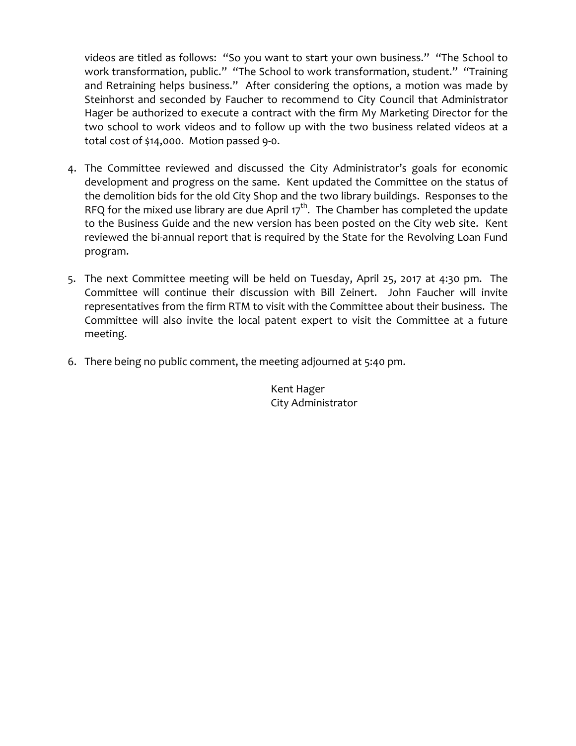videos are titled as follows: "So you want to start your own business." "The School to work transformation, public." "The School to work transformation, student." "Training and Retraining helps business." After considering the options, a motion was made by Steinhorst and seconded by Faucher to recommend to City Council that Administrator Hager be authorized to execute a contract with the firm My Marketing Director for the two school to work videos and to follow up with the two business related videos at a total cost of $14,000. Motion passed 9-0.

4. The Committee reviewed and discussed the City Administrator's goals for economic development and progress on the same. Kent updated the Committee on the status of the demolition bids for the old City Shop and the two library buildings. Responses to the RFQ for the mixed use library are due April 17th. The Chamber has completed the update to the Business Guide and the new version has been posted on the City web site. Kent reviewed the bi-annual report that is required by the State for the Revolving Loan Fund program.

5. The next Committee meeting will be held on Tuesday, April 25, 2017 at 4:30 pm. The Committee will continue their discussion with Bill Zeinert. John Faucher will invite representatives from the firm RTM to visit with the Committee about their business. The Committee will also invite the local patent expert to visit the Committee at a future meeting.

6. There being no public comment, the meeting adjourned at 5:40 pm.

Kent Hager
City Administrator